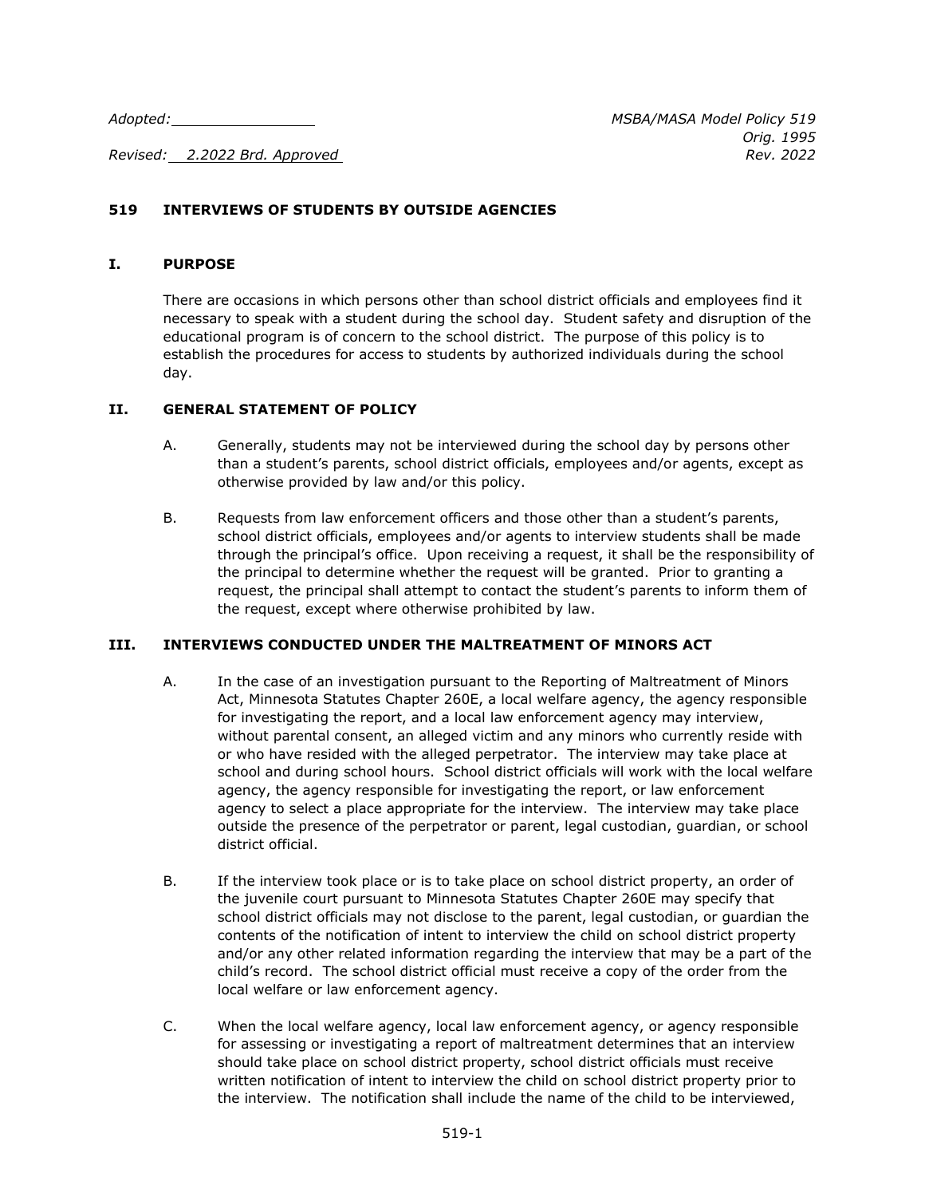Adopted: ________________ 

Revised: 2.2022 Brd. Approved

MSBA/MASA Model Policy 519
Orig. 1995
Rev. 2022

# 519 INTERVIEWS OF STUDENTS BY OUTSIDE AGENCIES

## I. PURPOSE

There are occasions in which persons other than school district officials and employees find it necessary to speak with a student during the school day. Student safety and disruption of the educational program is of concern to the school district. The purpose of this policy is to establish the procedures for access to students by authorized individuals during the school day.

## II. GENERAL STATEMENT OF POLICY

A. Generally, students may not be interviewed during the school day by persons other than a student's parents, school district officials, employees and/or agents, except as otherwise provided by law and/or this policy.

B. Requests from law enforcement officers and those other than a student's parents, school district officials, employees and/or agents to interview students shall be made through the principal's office. Upon receiving a request, it shall be the responsibility of the principal to determine whether the request will be granted. Prior to granting a request, the principal shall attempt to contact the student's parents to inform them of the request, except where otherwise prohibited by law.

## III. INTERVIEWS CONDUCTED UNDER THE MALTREATMENT OF MINORS ACT

A. In the case of an investigation pursuant to the Reporting of Maltreatment of Minors Act, Minnesota Statutes Chapter 260E, a local welfare agency, the agency responsible for investigating the report, and a local law enforcement agency may interview, without parental consent, an alleged victim and any minors who currently reside with or who have resided with the alleged perpetrator. The interview may take place at school and during school hours. School district officials will work with the local welfare agency, the agency responsible for investigating the report, or law enforcement agency to select a place appropriate for the interview. The interview may take place outside the presence of the perpetrator or parent, legal custodian, guardian, or school district official.

B. If the interview took place or is to take place on school district property, an order of the juvenile court pursuant to Minnesota Statutes Chapter 260E may specify that school district officials may not disclose to the parent, legal custodian, or guardian the contents of the notification of intent to interview the child on school district property and/or any other related information regarding the interview that may be a part of the child's record. The school district official must receive a copy of the order from the local welfare or law enforcement agency.

C. When the local welfare agency, local law enforcement agency, or agency responsible for assessing or investigating a report of maltreatment determines that an interview should take place on school district property, school district officials must receive written notification of intent to interview the child on school district property prior to the interview. The notification shall include the name of the child to be interviewed,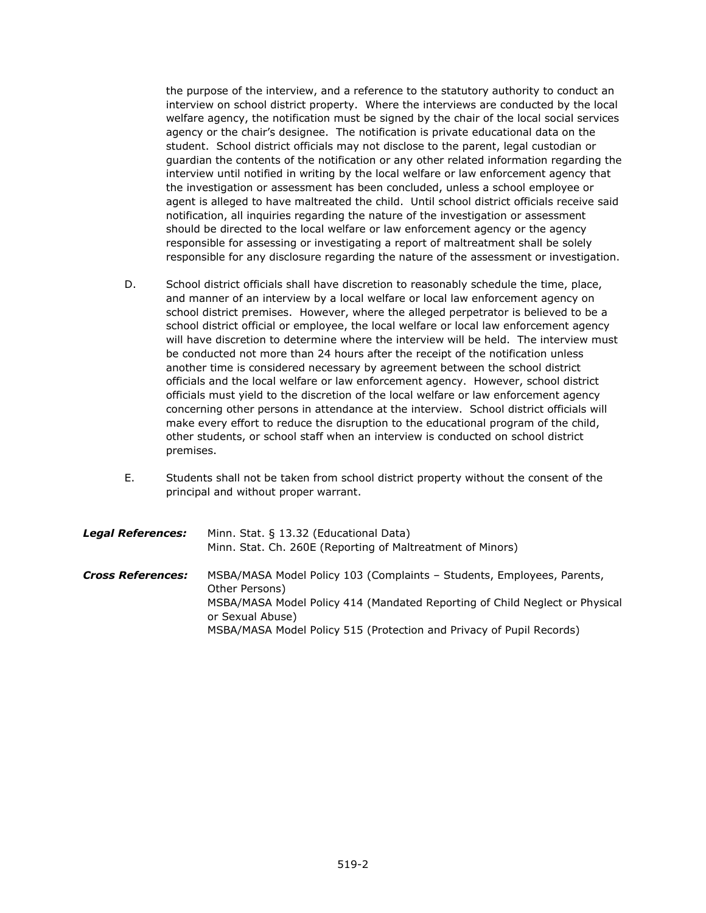the purpose of the interview, and a reference to the statutory authority to conduct an interview on school district property. Where the interviews are conducted by the local welfare agency, the notification must be signed by the chair of the local social services agency or the chair's designee. The notification is private educational data on the student. School district officials may not disclose to the parent, legal custodian or guardian the contents of the notification or any other related information regarding the interview until notified in writing by the local welfare or law enforcement agency that the investigation or assessment has been concluded, unless a school employee or agent is alleged to have maltreated the child. Until school district officials receive said notification, all inquiries regarding the nature of the investigation or assessment should be directed to the local welfare or law enforcement agency or the agency responsible for assessing or investigating a report of maltreatment shall be solely responsible for any disclosure regarding the nature of the assessment or investigation.

D. School district officials shall have discretion to reasonably schedule the time, place, and manner of an interview by a local welfare or local law enforcement agency on school district premises. However, where the alleged perpetrator is believed to be a school district official or employee, the local welfare or local law enforcement agency will have discretion to determine where the interview will be held. The interview must be conducted not more than 24 hours after the receipt of the notification unless another time is considered necessary by agreement between the school district officials and the local welfare or law enforcement agency. However, school district officials must yield to the discretion of the local welfare or law enforcement agency concerning other persons in attendance at the interview. School district officials will make every effort to reduce the disruption to the educational program of the child, other students, or school staff when an interview is conducted on school district premises.

E. Students shall not be taken from school district property without the consent of the principal and without proper warrant.

***Legal References:*** Minn. Stat. § 13.32 (Educational Data)
Minn. Stat. Ch. 260E (Reporting of Maltreatment of Minors)

***Cross References:*** MSBA/MASA Model Policy 103 (Complaints – Students, Employees, Parents, Other Persons)
MSBA/MASA Model Policy 414 (Mandated Reporting of Child Neglect or Physical or Sexual Abuse)
MSBA/MASA Model Policy 515 (Protection and Privacy of Pupil Records)